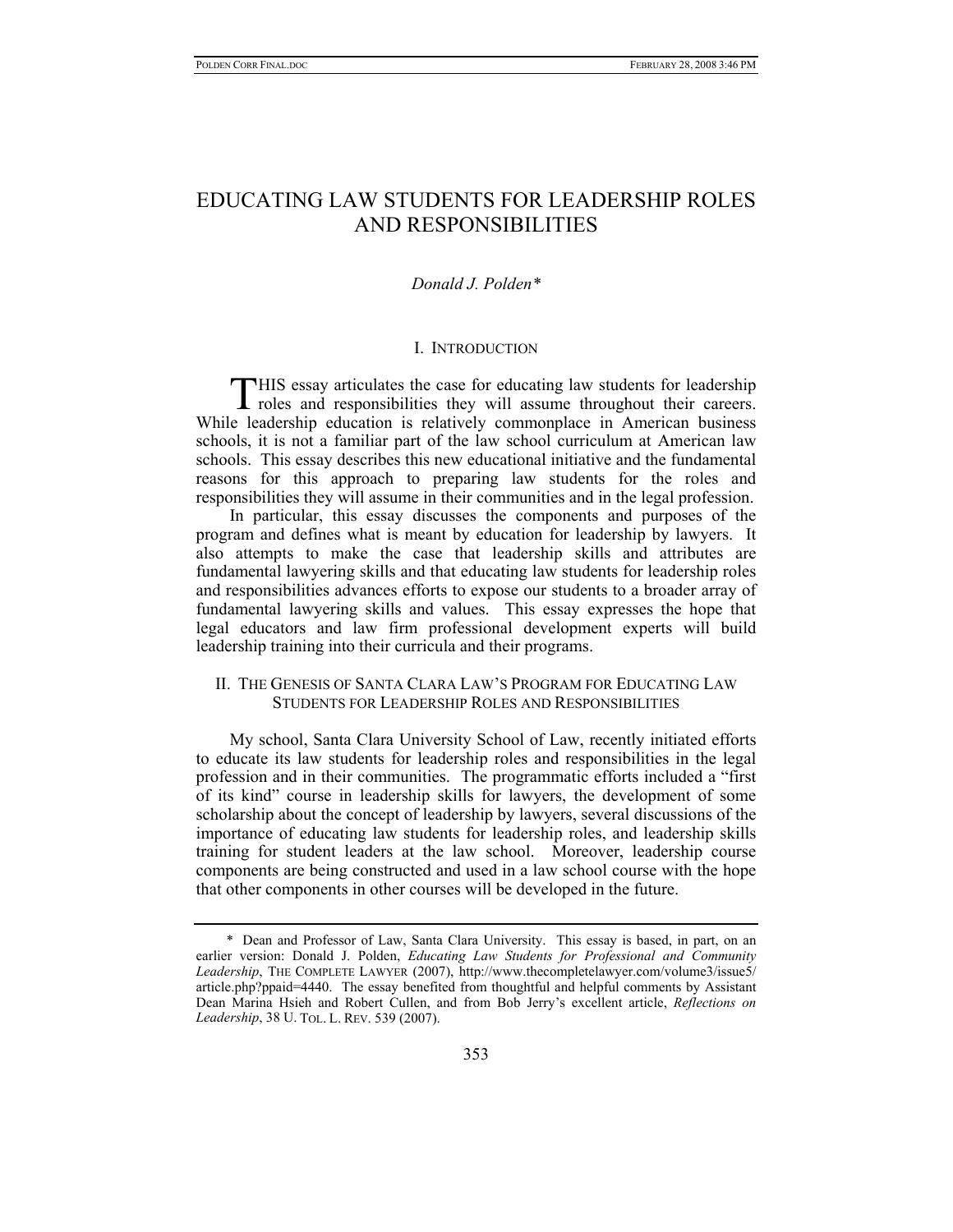# EDUCATING LAW STUDENTS FOR LEADERSHIP ROLES AND RESPONSIBILITIES

*Donald J. Polden\**

## I. INTRODUCTION

THIS essay articulates the case for educating law students for leadership roles and responsibilities they will assume throughout their careers. While leadership education is relatively commonplace in American business schools, it is not a familiar part of the law school curriculum at American law schools. This essay describes this new educational initiative and the fundamental reasons for this approach to preparing law students for the roles and responsibilities they will assume in their communities and in the legal profession.

In particular, this essay discusses the components and purposes of the program and defines what is meant by education for leadership by lawyers. It also attempts to make the case that leadership skills and attributes are fundamental lawyering skills and that educating law students for leadership roles and responsibilities advances efforts to expose our students to a broader array of fundamental lawyering skills and values. This essay expresses the hope that legal educators and law firm professional development experts will build leadership training into their curricula and their programs.

## II. THE GENESIS OF SANTA CLARA LAW'S PROGRAM FOR EDUCATING LAW STUDENTS FOR LEADERSHIP ROLES AND RESPONSIBILITIES

My school, Santa Clara University School of Law, recently initiated efforts to educate its law students for leadership roles and responsibilities in the legal profession and in their communities. The programmatic efforts included a "first of its kind" course in leadership skills for lawyers, the development of some scholarship about the concept of leadership by lawyers, several discussions of the importance of educating law students for leadership roles, and leadership skills training for student leaders at the law school. Moreover, leadership course components are being constructed and used in a law school course with the hope that other components in other courses will be developed in the future.

---

\* Dean and Professor of Law, Santa Clara University. This essay is based, in part, on an earlier version: Donald J. Polden, *Educating Law Students for Professional and Community Leadership*, THE COMPLETE LAWYER (2007), http://www.thecompletelawyer.com/volume3/issue5/article.php?ppaid=4440. The essay benefited from thoughtful and helpful comments by Assistant Dean Marina Hsieh and Robert Cullen, and from Bob Jerry's excellent article, *Reflections on Leadership*, 38 U. TOL. L. REV. 539 (2007).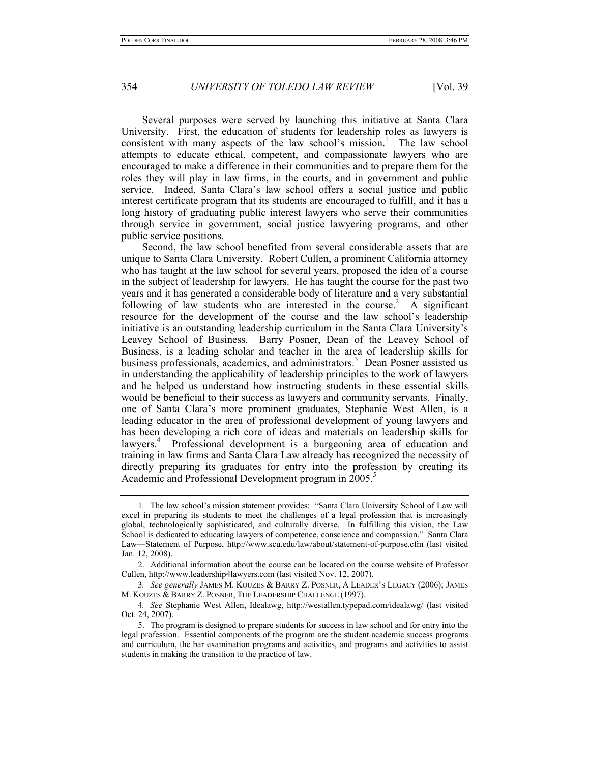Several purposes were served by launching this initiative at Santa Clara University. First, the education of students for leadership roles as lawyers is consistent with many aspects of the law school's mission.[1] The law school attempts to educate ethical, competent, and compassionate lawyers who are encouraged to make a difference in their communities and to prepare them for the roles they will play in law firms, in the courts, and in government and public service. Indeed, Santa Clara's law school offers a social justice and public interest certificate program that its students are encouraged to fulfill, and it has a long history of graduating public interest lawyers who serve their communities through service in government, social justice lawyering programs, and other public service positions.

Second, the law school benefited from several considerable assets that are unique to Santa Clara University. Robert Cullen, a prominent California attorney who has taught at the law school for several years, proposed the idea of a course in the subject of leadership for lawyers. He has taught the course for the past two years and it has generated a considerable body of literature and a very substantial following of law students who are interested in the course.[2] A significant resource for the development of the course and the law school's leadership initiative is an outstanding leadership curriculum in the Santa Clara University's Leavey School of Business. Barry Posner, Dean of the Leavey School of Business, is a leading scholar and teacher in the area of leadership skills for business professionals, academics, and administrators.[3] Dean Posner assisted us in understanding the applicability of leadership principles to the work of lawyers and he helped us understand how instructing students in these essential skills would be beneficial to their success as lawyers and community servants. Finally, one of Santa Clara's more prominent graduates, Stephanie West Allen, is a leading educator in the area of professional development of young lawyers and has been developing a rich core of ideas and materials on leadership skills for lawyers.[4] Professional development is a burgeoning area of education and training in law firms and Santa Clara Law already has recognized the necessity of directly preparing its graduates for entry into the profession by creating its Academic and Professional Development program in 2005.[5]

---

1. The law school's mission statement provides: "Santa Clara University School of Law will excel in preparing its students to meet the challenges of a legal profession that is increasingly global, technologically sophisticated, and culturally diverse. In fulfilling this vision, the Law School is dedicated to educating lawyers of competence, conscience and compassion." Santa Clara Law—Statement of Purpose, http://www.scu.edu/law/about/statement-of-purpose.cfm (last visited Jan. 12, 2008).

2. Additional information about the course can be located on the course website of Professor Cullen, http://www.leadership4lawyers.com (last visited Nov. 12, 2007).

3. *See generally* JAMES M. KOUZES & BARRY Z. POSNER, A LEADER'S LEGACY (2006); JAMES M. KOUZES & BARRY Z. POSNER, THE LEADERSHIP CHALLENGE (1997).

4. *See* Stephanie West Allen, Idealawg, http://westallen.typepad.com/idealawg/ (last visited Oct. 24, 2007).

5. The program is designed to prepare students for success in law school and for entry into the legal profession. Essential components of the program are the student academic success programs and curriculum, the bar examination programs and activities, and programs and activities to assist students in making the transition to the practice of law.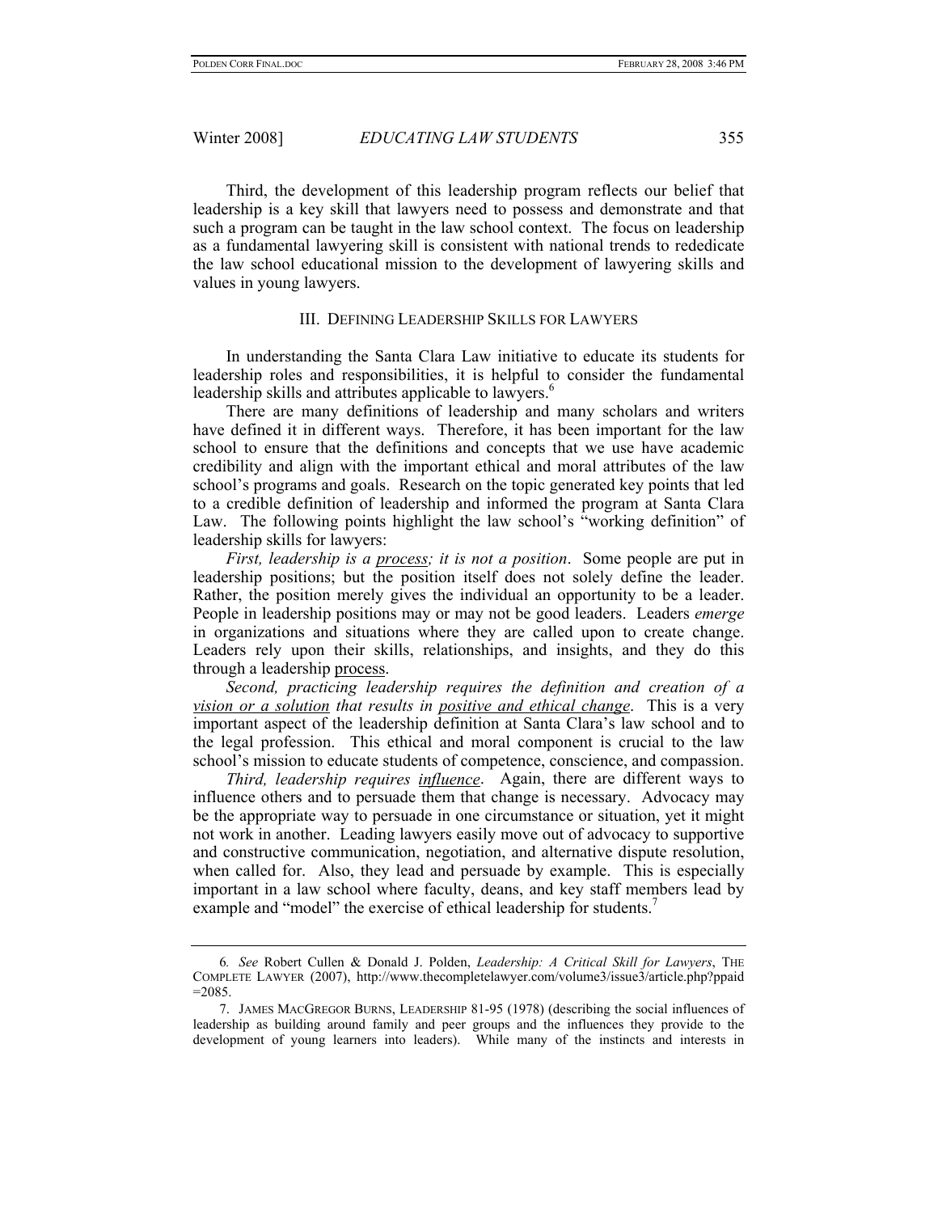Third, the development of this leadership program reflects our belief that leadership is a key skill that lawyers need to possess and demonstrate and that such a program can be taught in the law school context. The focus on leadership as a fundamental lawyering skill is consistent with national trends to rededicate the law school educational mission to the development of lawyering skills and values in young lawyers.

## III. DEFINING LEADERSHIP SKILLS FOR LAWYERS

In understanding the Santa Clara Law initiative to educate its students for leadership roles and responsibilities, it is helpful to consider the fundamental leadership skills and attributes applicable to lawyers.[6]

There are many definitions of leadership and many scholars and writers have defined it in different ways. Therefore, it has been important for the law school to ensure that the definitions and concepts that we use have academic credibility and align with the important ethical and moral attributes of the law school's programs and goals. Research on the topic generated key points that led to a credible definition of leadership and informed the program at Santa Clara Law. The following points highlight the law school's "working definition" of leadership skills for lawyers:

*First, leadership is a <u>process</u>; it is not a position*. Some people are put in leadership positions; but the position itself does not solely define the leader. Rather, the position merely gives the individual an opportunity to be a leader. People in leadership positions may or may not be good leaders. Leaders *emerge* in organizations and situations where they are called upon to create change. Leaders rely upon their skills, relationships, and insights, and they do this through a leadership <u>process</u>.

*Second, practicing leadership requires the definition and creation of a <u>vision or a solution</u> that results in <u>positive and ethical change</u>*. This is a very important aspect of the leadership definition at Santa Clara's law school and to the legal profession. This ethical and moral component is crucial to the law school's mission to educate students of competence, conscience, and compassion.

*Third, leadership requires <u>influence</u>*. Again, there are different ways to influence others and to persuade them that change is necessary. Advocacy may be the appropriate way to persuade in one circumstance or situation, yet it might not work in another. Leading lawyers easily move out of advocacy to supportive and constructive communication, negotiation, and alternative dispute resolution, when called for. Also, they lead and persuade by example. This is especially important in a law school where faculty, deans, and key staff members lead by example and "model" the exercise of ethical leadership for students.[7]

---

6. *See* Robert Cullen & Donald J. Polden, *Leadership: A Critical Skill for Lawyers*, THE COMPLETE LAWYER (2007), http://www.thecompletelawyer.com/volume3/issue3/article.php?ppaid=2085.

7. JAMES MACGREGOR BURNS, LEADERSHIP 81-95 (1978) (describing the social influences of leadership as building around family and peer groups and the influences they provide to the development of young learners into leaders). While many of the instincts and interests in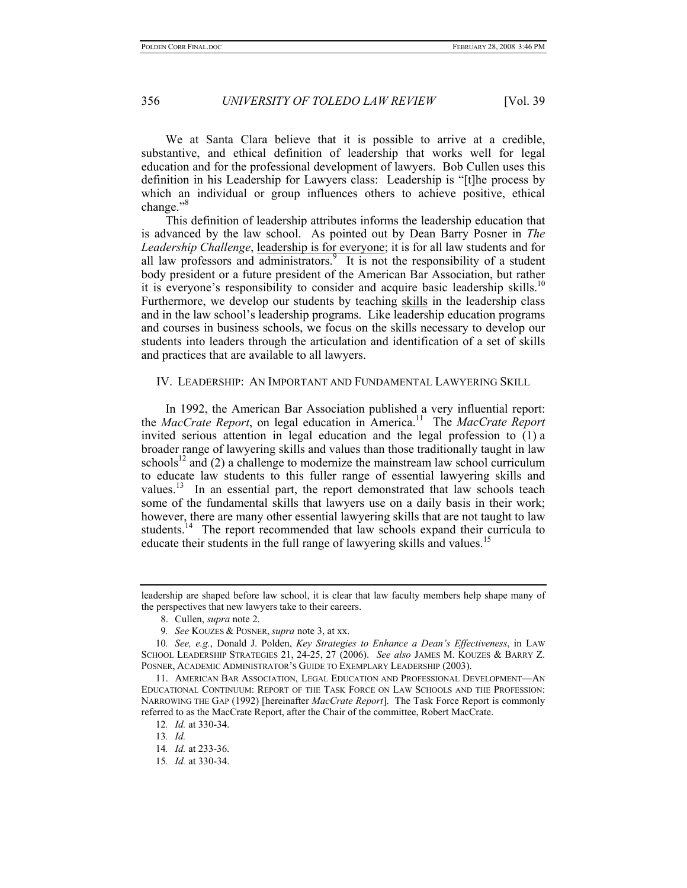We at Santa Clara believe that it is possible to arrive at a credible, substantive, and ethical definition of leadership that works well for legal education and for the professional development of lawyers. Bob Cullen uses this definition in his Leadership for Lawyers class: Leadership is "[t]he process by which an individual or group influences others to achieve positive, ethical change."[8]

This definition of leadership attributes informs the leadership education that is advanced by the law school. As pointed out by Dean Barry Posner in *The Leadership Challenge*, <u>leadership is for everyone</u>; it is for all law students and for all law professors and administrators.[9] It is not the responsibility of a student body president or a future president of the American Bar Association, but rather it is everyone's responsibility to consider and acquire basic leadership skills.[10] Furthermore, we develop our students by teaching <u>skills</u> in the leadership class and in the law school's leadership programs. Like leadership education programs and courses in business schools, we focus on the skills necessary to develop our students into leaders through the articulation and identification of a set of skills and practices that are available to all lawyers.

## IV. Leadership: An Important and Fundamental Lawyering Skill

In 1992, the American Bar Association published a very influential report: the *MacCrate Report*, on legal education in America.[11] The *MacCrate Report* invited serious attention in legal education and the legal profession to (1) a broader range of lawyering skills and values than those traditionally taught in law schools[12] and (2) a challenge to modernize the mainstream law school curriculum to educate law students to this fuller range of essential lawyering skills and values.[13] In an essential part, the report demonstrated that law schools teach some of the fundamental skills that lawyers use on a daily basis in their work; however, there are many other essential lawyering skills that are not taught to law students.[14] The report recommended that law schools expand their curricula to educate their students in the full range of lawyering skills and values.[15]

---

leadership are shaped before law school, it is clear that law faculty members help shape many of the perspectives that new lawyers take to their careers.

8. Cullen, *supra* note 2.

9. *See* Kouzes & Posner, *supra* note 3, at xx.

10. *See, e.g.*, Donald J. Polden, *Key Strategies to Enhance a Dean's Effectiveness*, in Law School Leadership Strategies 21, 24-25, 27 (2006). *See also* James M. Kouzes & Barry Z. Posner, Academic Administrator's Guide to Exemplary Leadership (2003).

11. American Bar Association, Legal Education and Professional Development—An Educational Continuum: Report of the Task Force on Law Schools and the Profession: Narrowing the Gap (1992) [hereinafter *MacCrate Report*]. The Task Force Report is commonly referred to as the MacCrate Report, after the Chair of the committee, Robert MacCrate.

12. *Id.* at 330-34.

13. *Id.*

14. *Id.* at 233-36.

15. *Id.* at 330-34.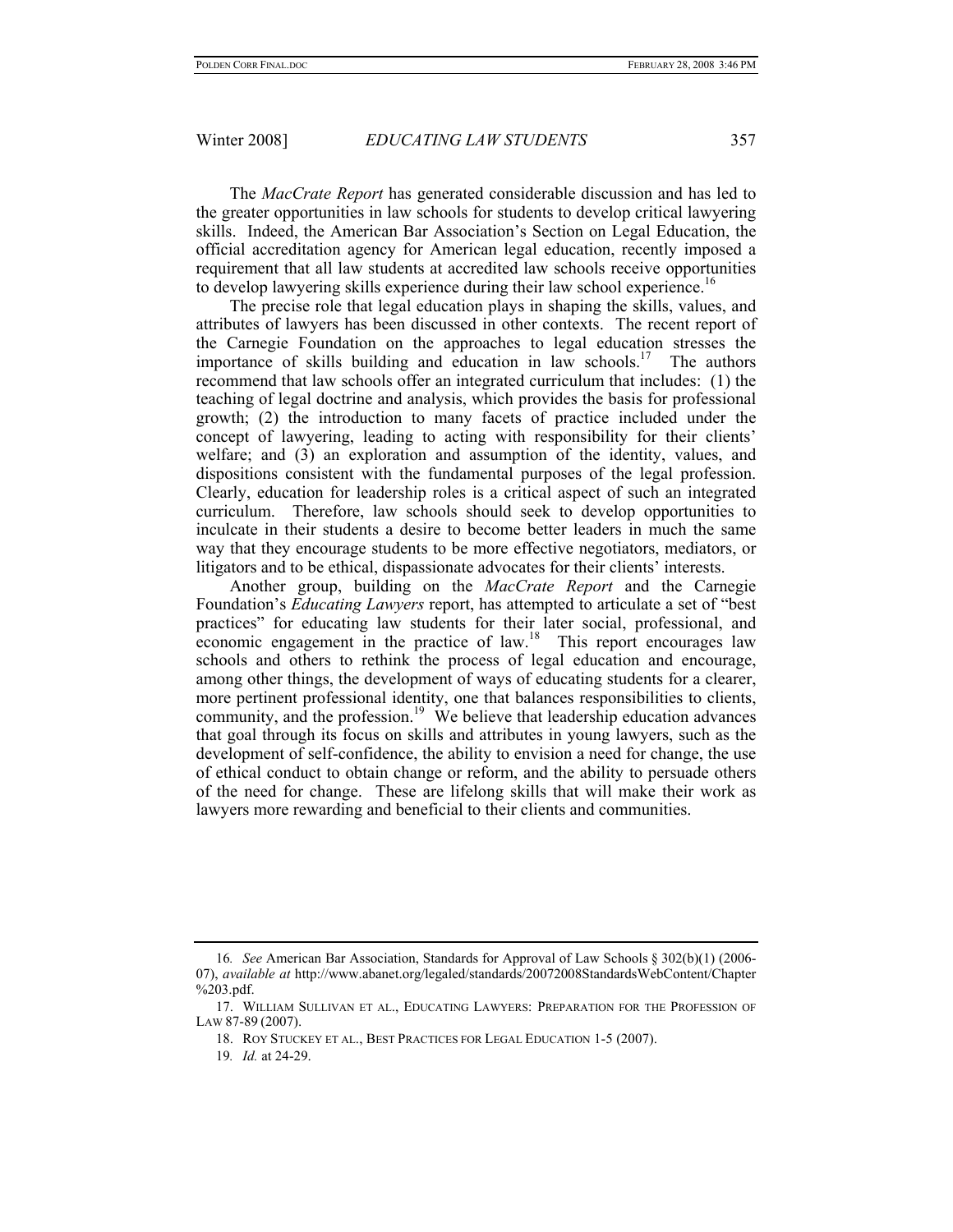The *MacCrate Report* has generated considerable discussion and has led to the greater opportunities in law schools for students to develop critical lawyering skills. Indeed, the American Bar Association's Section on Legal Education, the official accreditation agency for American legal education, recently imposed a requirement that all law students at accredited law schools receive opportunities to develop lawyering skills experience during their law school experience.[16]

The precise role that legal education plays in shaping the skills, values, and attributes of lawyers has been discussed in other contexts. The recent report of the Carnegie Foundation on the approaches to legal education stresses the importance of skills building and education in law schools.[17] The authors recommend that law schools offer an integrated curriculum that includes: (1) the teaching of legal doctrine and analysis, which provides the basis for professional growth; (2) the introduction to many facets of practice included under the concept of lawyering, leading to acting with responsibility for their clients' welfare; and (3) an exploration and assumption of the identity, values, and dispositions consistent with the fundamental purposes of the legal profession. Clearly, education for leadership roles is a critical aspect of such an integrated curriculum. Therefore, law schools should seek to develop opportunities to inculcate in their students a desire to become better leaders in much the same way that they encourage students to be more effective negotiators, mediators, or litigators and to be ethical, dispassionate advocates for their clients' interests.

Another group, building on the *MacCrate Report* and the Carnegie Foundation's *Educating Lawyers* report, has attempted to articulate a set of "best practices" for educating law students for their later social, professional, and economic engagement in the practice of law.[18] This report encourages law schools and others to rethink the process of legal education and encourage, among other things, the development of ways of educating students for a clearer, more pertinent professional identity, one that balances responsibilities to clients, community, and the profession.[19] We believe that leadership education advances that goal through its focus on skills and attributes in young lawyers, such as the development of self-confidence, the ability to envision a need for change, the use of ethical conduct to obtain change or reform, and the ability to persuade others of the need for change. These are lifelong skills that will make their work as lawyers more rewarding and beneficial to their clients and communities.

---

16. *See* American Bar Association, Standards for Approval of Law Schools § 302(b)(1) (2006-07), *available at* http://www.abanet.org/legaled/standards/20072008StandardsWebContent/Chapter%203.pdf.

17. WILLIAM SULLIVAN ET AL., EDUCATING LAWYERS: PREPARATION FOR THE PROFESSION OF LAW 87-89 (2007).

18. ROY STUCKEY ET AL., BEST PRACTICES FOR LEGAL EDUCATION 1-5 (2007).

19. *Id.* at 24-29.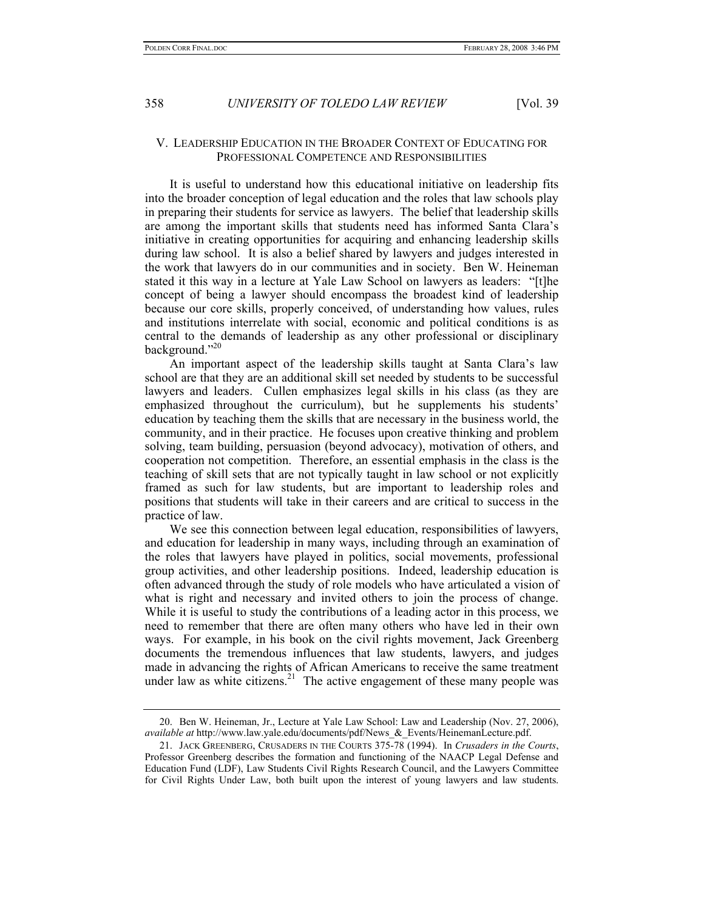## V. Leadership Education in the Broader Context of Educating for Professional Competence and Responsibilities

It is useful to understand how this educational initiative on leadership fits into the broader conception of legal education and the roles that law schools play in preparing their students for service as lawyers. The belief that leadership skills are among the important skills that students need has informed Santa Clara's initiative in creating opportunities for acquiring and enhancing leadership skills during law school. It is also a belief shared by lawyers and judges interested in the work that lawyers do in our communities and in society. Ben W. Heineman stated it this way in a lecture at Yale Law School on lawyers as leaders: "[t]he concept of being a lawyer should encompass the broadest kind of leadership because our core skills, properly conceived, of understanding how values, rules and institutions interrelate with social, economic and political conditions is as central to the demands of leadership as any other professional or disciplinary background."[20]

An important aspect of the leadership skills taught at Santa Clara's law school are that they are an additional skill set needed by students to be successful lawyers and leaders. Cullen emphasizes legal skills in his class (as they are emphasized throughout the curriculum), but he supplements his students' education by teaching them the skills that are necessary in the business world, the community, and in their practice. He focuses upon creative thinking and problem solving, team building, persuasion (beyond advocacy), motivation of others, and cooperation not competition. Therefore, an essential emphasis in the class is the teaching of skill sets that are not typically taught in law school or not explicitly framed as such for law students, but are important to leadership roles and positions that students will take in their careers and are critical to success in the practice of law.

We see this connection between legal education, responsibilities of lawyers, and education for leadership in many ways, including through an examination of the roles that lawyers have played in politics, social movements, professional group activities, and other leadership positions. Indeed, leadership education is often advanced through the study of role models who have articulated a vision of what is right and necessary and invited others to join the process of change. While it is useful to study the contributions of a leading actor in this process, we need to remember that there are often many others who have led in their own ways. For example, in his book on the civil rights movement, Jack Greenberg documents the tremendous influences that law students, lawyers, and judges made in advancing the rights of African Americans to receive the same treatment under law as white citizens.[21] The active engagement of these many people was

---

20. Ben W. Heineman, Jr., Lecture at Yale Law School: Law and Leadership (Nov. 27, 2006), *available at* http://www.law.yale.edu/documents/pdf/News_&_Events/HeinemanLecture.pdf.

21. Jack Greenberg, Crusaders in the Courts 375-78 (1994). In *Crusaders in the Courts*, Professor Greenberg describes the formation and functioning of the NAACP Legal Defense and Education Fund (LDF), Law Students Civil Rights Research Council, and the Lawyers Committee for Civil Rights Under Law, both built upon the interest of young lawyers and law students.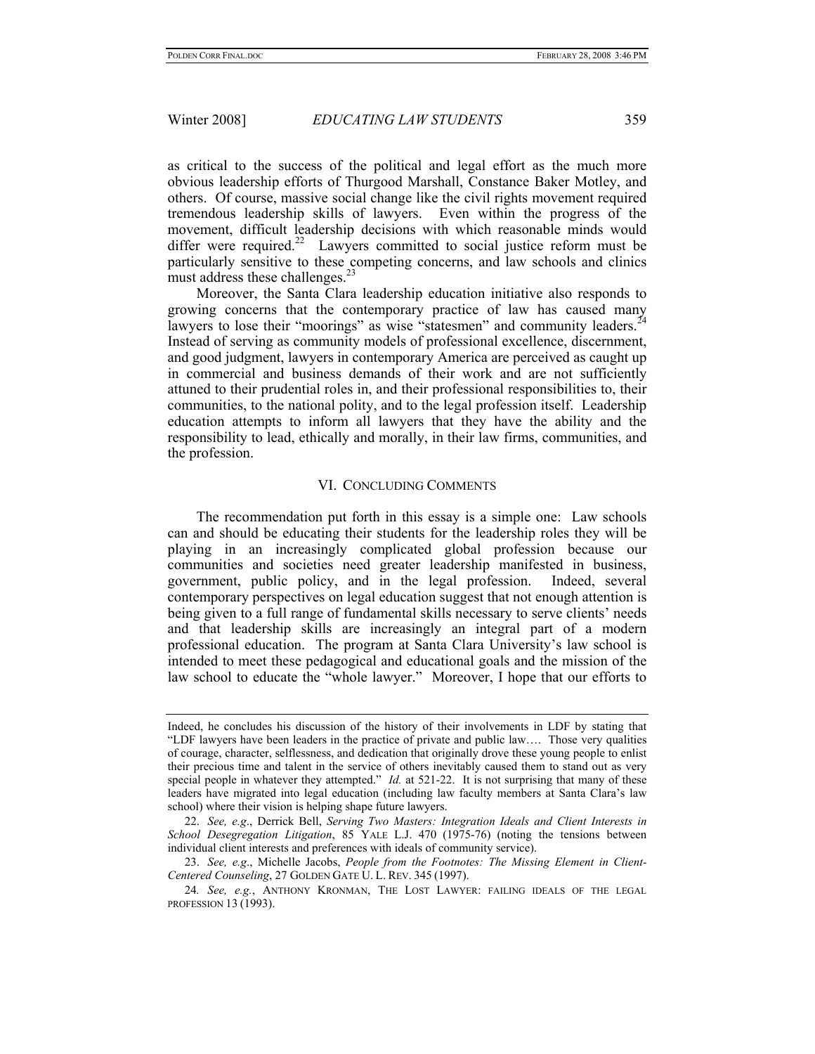as critical to the success of the political and legal effort as the much more obvious leadership efforts of Thurgood Marshall, Constance Baker Motley, and others. Of course, massive social change like the civil rights movement required tremendous leadership skills of lawyers. Even within the progress of the movement, difficult leadership decisions with which reasonable minds would differ were required.[22] Lawyers committed to social justice reform must be particularly sensitive to these competing concerns, and law schools and clinics must address these challenges.[23]

Moreover, the Santa Clara leadership education initiative also responds to growing concerns that the contemporary practice of law has caused many lawyers to lose their "moorings" as wise "statesmen" and community leaders.[24] Instead of serving as community models of professional excellence, discernment, and good judgment, lawyers in contemporary America are perceived as caught up in commercial and business demands of their work and are not sufficiently attuned to their prudential roles in, and their professional responsibilities to, their communities, to the national polity, and to the legal profession itself. Leadership education attempts to inform all lawyers that they have the ability and the responsibility to lead, ethically and morally, in their law firms, communities, and the profession.

## VI. Concluding Comments

The recommendation put forth in this essay is a simple one: Law schools can and should be educating their students for the leadership roles they will be playing in an increasingly complicated global profession because our communities and societies need greater leadership manifested in business, government, public policy, and in the legal profession. Indeed, several contemporary perspectives on legal education suggest that not enough attention is being given to a full range of fundamental skills necessary to serve clients' needs and that leadership skills are increasingly an integral part of a modern professional education. The program at Santa Clara University's law school is intended to meet these pedagogical and educational goals and the mission of the law school to educate the "whole lawyer." Moreover, I hope that our efforts to

---

Indeed, he concludes his discussion of the history of their involvements in LDF by stating that "LDF lawyers have been leaders in the practice of private and public law…. Those very qualities of courage, character, selflessness, and dedication that originally drove these young people to enlist their precious time and talent in the service of others inevitably caused them to stand out as very special people in whatever they attempted." *Id.* at 521-22. It is not surprising that many of these leaders have migrated into legal education (including law faculty members at Santa Clara's law school) where their vision is helping shape future lawyers.

22. *See, e.g*., Derrick Bell, *Serving Two Masters: Integration Ideals and Client Interests in School Desegregation Litigation*, 85 Yale L.J. 470 (1975-76) (noting the tensions between individual client interests and preferences with ideals of community service).

23. *See, e.g*., Michelle Jacobs, *People from the Footnotes: The Missing Element in Client-Centered Counseling*, 27 Golden Gate U. L. Rev. 345 (1997).

24. *See, e.g.*, Anthony Kronman, The Lost Lawyer: failing ideals of the legal profession 13 (1993).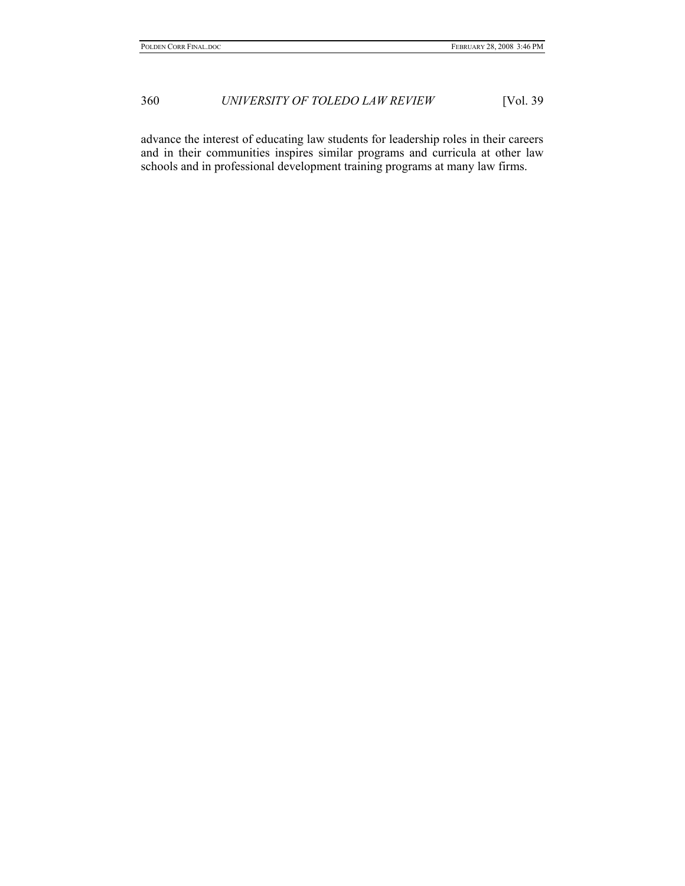advance the interest of educating law students for leadership roles in their careers and in their communities inspires similar programs and curricula at other law schools and in professional development training programs at many law firms.